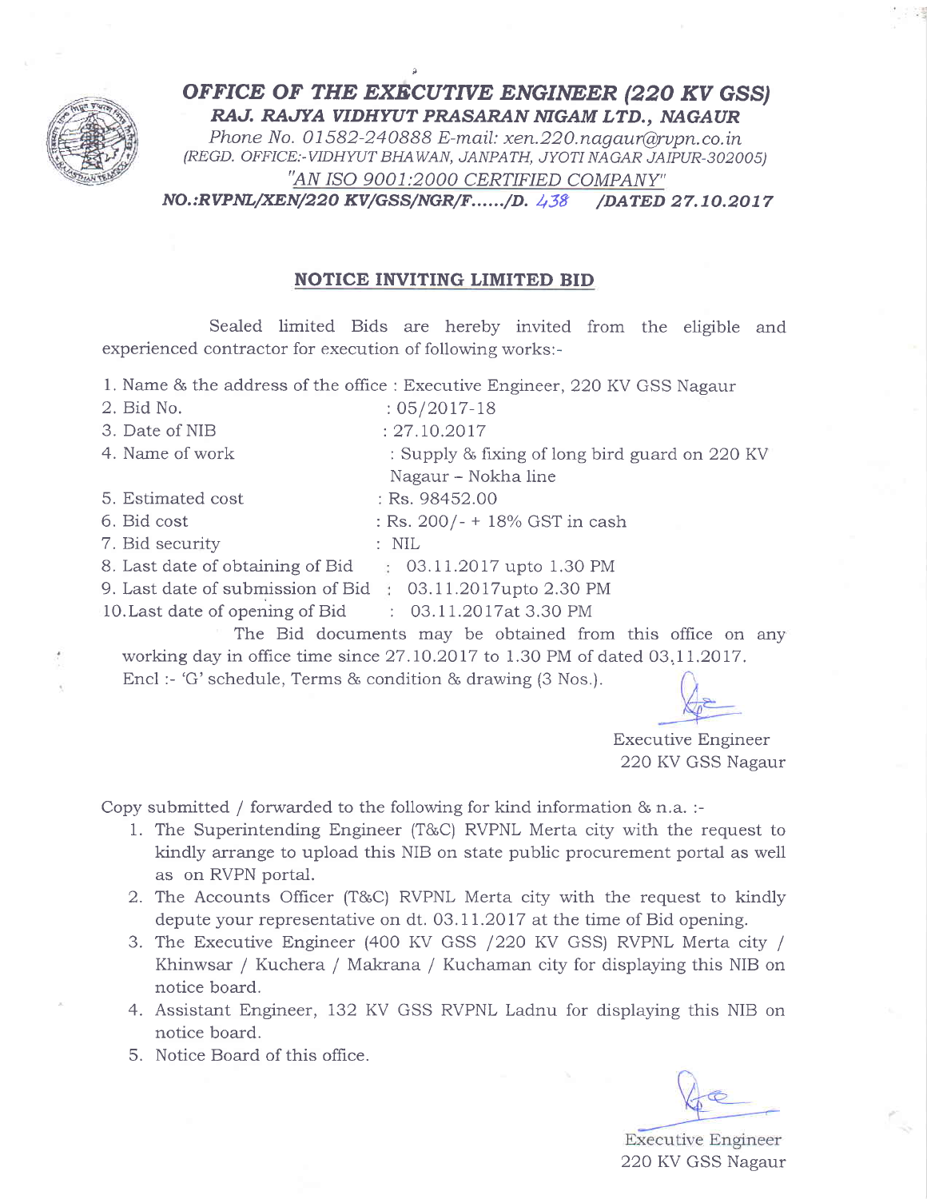# *OFFICE OF THE EXECUTIVE ENGINEER (220 KV GSS)*

***RAJ. RAJYA VIDHYUT PRASARAN NIGAM LTD., NAGAUR***

*Phone No. 01582-240888 E-mail: xen.220.nagaur@rvpn.co.in*

*(REGD. OFFICE:-VIDHYUT BHAWAN, JANPATH, JYOTI NAGAR JAIPUR-302005)*

*"AN ISO 9001:2000 CERTIFIED COMPANY"*

***NO.:RVPNL/XEN/220 KV/GSS/NGR/F....../D. 438 /DATED 27.10.2017***

## NOTICE INVITING LIMITED BID

Sealed limited Bids are hereby invited from the eligible and experienced contractor for execution of following works:-

1. Name & the address of the office : Executive Engineer, 220 KV GSS Nagaur
2. Bid No. : 05/2017-18
3. Date of NIB : 27.10.2017
4. Name of work : Supply & fixing of long bird guard on 220 KV Nagaur – Nokha line
5. Estimated cost : Rs. 98452.00
6. Bid cost : Rs. 200/- + 18% GST in cash
7. Bid security : NIL
8. Last date of obtaining of Bid : 03.11.2017 upto 1.30 PM
9. Last date of submission of Bid : 03.11.2017upto 2.30 PM
10. Last date of opening of Bid : 03.11.2017at 3.30 PM

The Bid documents may be obtained from this office on any working day in office time since 27.10.2017 to 1.30 PM of dated 03.11.2017.

Encl :- 'G' schedule, Terms & condition & drawing (3 Nos.).

Executive Engineer
220 KV GSS Nagaur

Copy submitted / forwarded to the following for kind information & n.a. :-

1. The Superintending Engineer (T&C) RVPNL Merta city with the request to kindly arrange to upload this NIB on state public procurement portal as well as on RVPN portal.
2. The Accounts Officer (T&C) RVPNL Merta city with the request to kindly depute your representative on dt. 03.11.2017 at the time of Bid opening.
3. The Executive Engineer (400 KV GSS /220 KV GSS) RVPNL Merta city / Khinwsar / Kuchera / Makrana / Kuchaman city for displaying this NIB on notice board.
4. Assistant Engineer, 132 KV GSS RVPNL Ladnu for displaying this NIB on notice board.
5. Notice Board of this office.

Executive Engineer
220 KV GSS Nagaur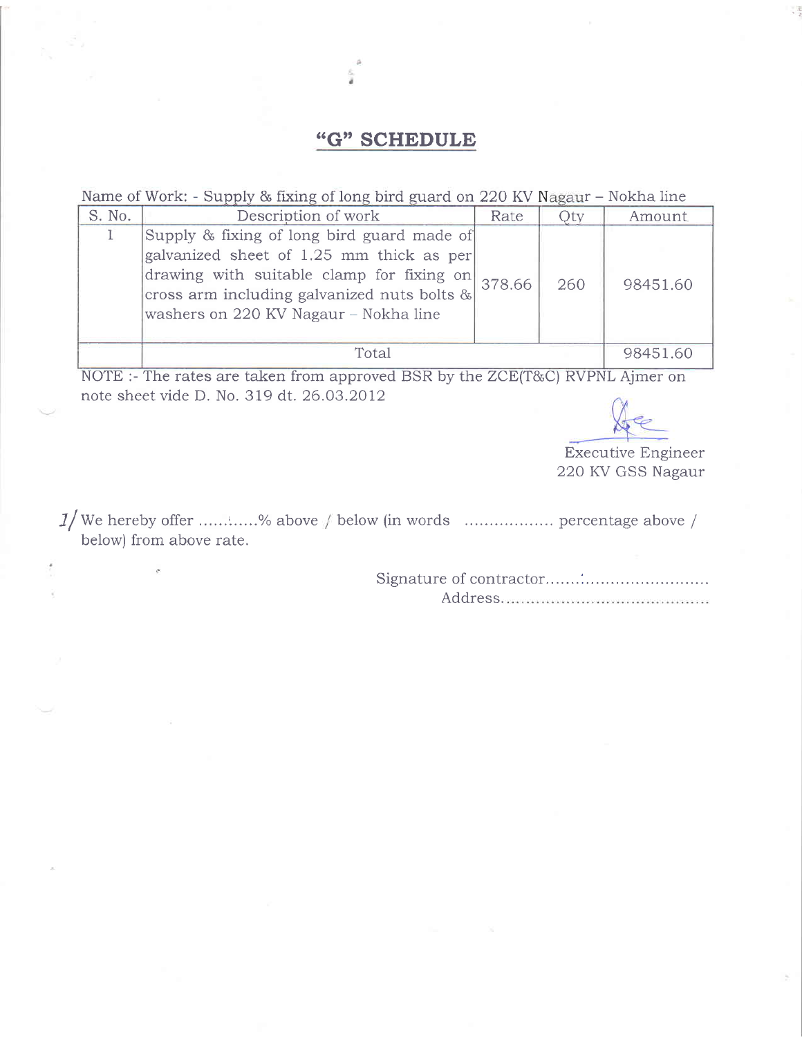# "G" SCHEDULE

Name of Work: - Supply & fixing of long bird guard on 220 KV Nagaur – Nokha line

| S. No. | Description of work | Rate | Qty | Amount |
|---|---|---|---|---|
| 1 | Supply & fixing of long bird guard made of galvanized sheet of 1.25 mm thick as per drawing with suitable clamp for fixing on cross arm including galvanized nuts bolts & washers on 220 KV Nagaur – Nokha line | 378.66 | 260 | 98451.60 |
| | Total | | | 98451.60 |

NOTE :- The rates are taken from approved BSR by the ZCE(T&C) RVPNL Ajmer on note sheet vide D. No. 319 dt. 26.03.2012

Executive Engineer
220 KV GSS Nagaur

I/ We hereby offer ...........% above / below (in words .................. percentage above / below) from above rate.

Signature of contractor..................................
Address..........................................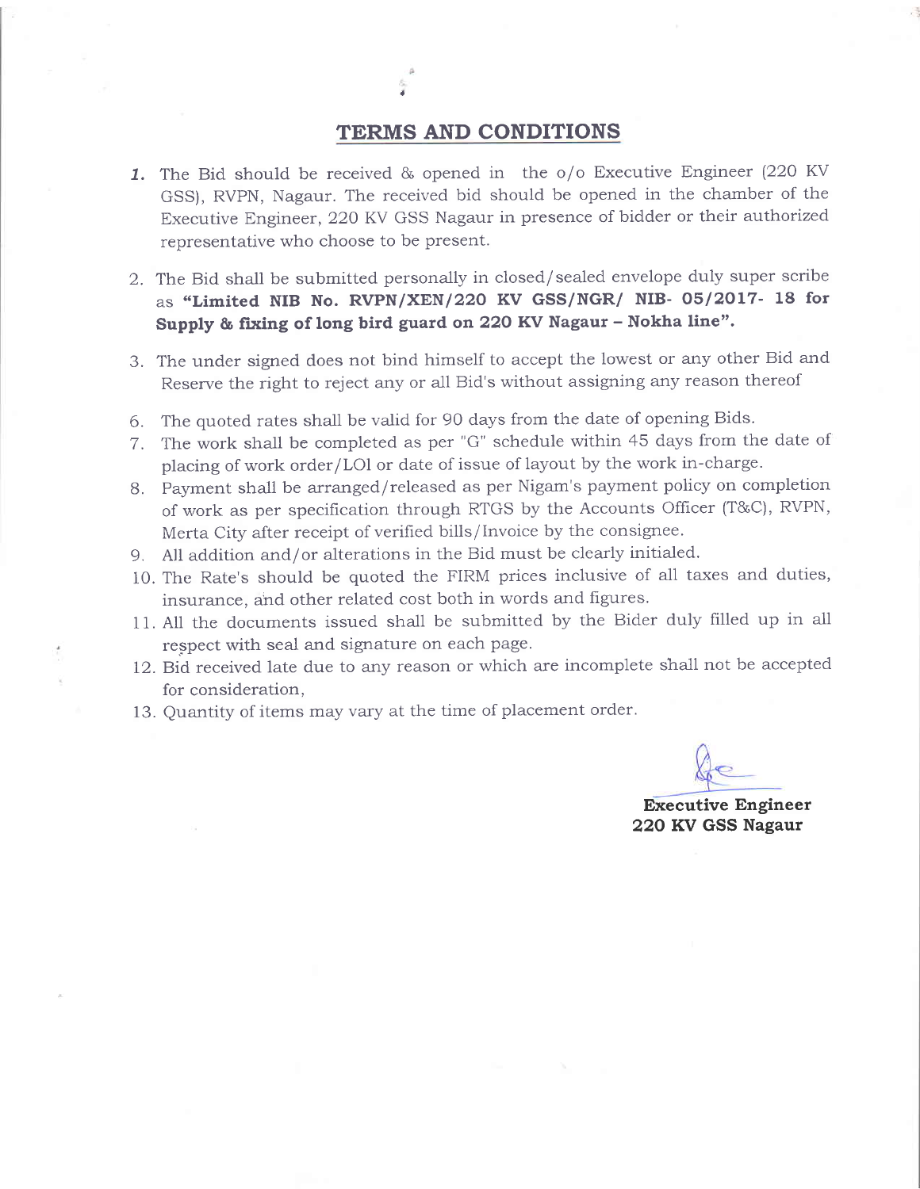# TERMS AND CONDITIONS

1. The Bid should be received & opened in the o/o Executive Engineer (220 KV GSS), RVPN, Nagaur. The received bid should be opened in the chamber of the Executive Engineer, 220 KV GSS Nagaur in presence of bidder or their authorized representative who choose to be present.

2. The Bid shall be submitted personally in closed/sealed envelope duly super scribe as **"Limited NIB No. RVPN/XEN/220 KV GSS/NGR/ NIB- 05/2017- 18 for Supply & fixing of long bird guard on 220 KV Nagaur – Nokha line".**

3. The under signed does not bind himself to accept the lowest or any other Bid and Reserve the right to reject any or all Bid's without assigning any reason thereof

6. The quoted rates shall be valid for 90 days from the date of opening Bids.
7. The work shall be completed as per "G" schedule within 45 days from the date of placing of work order/LOl or date of issue of layout by the work in-charge.
8. Payment shall be arranged/released as per Nigam's payment policy on completion of work as per specification through RTGS by the Accounts Officer (T&C), RVPN, Merta City after receipt of verified bills/Invoice by the consignee.
9. All addition and/or alterations in the Bid must be clearly initialed.
10. The Rate's should be quoted the FIRM prices inclusive of all taxes and duties, insurance, and other related cost both in words and figures.
11. All the documents issued shall be submitted by the Bider duly filled up in all respect with seal and signature on each page.
12. Bid received late due to any reason or which are incomplete shall not be accepted for consideration,
13. Quantity of items may vary at the time of placement order.

**Executive Engineer**
**220 KV GSS Nagaur**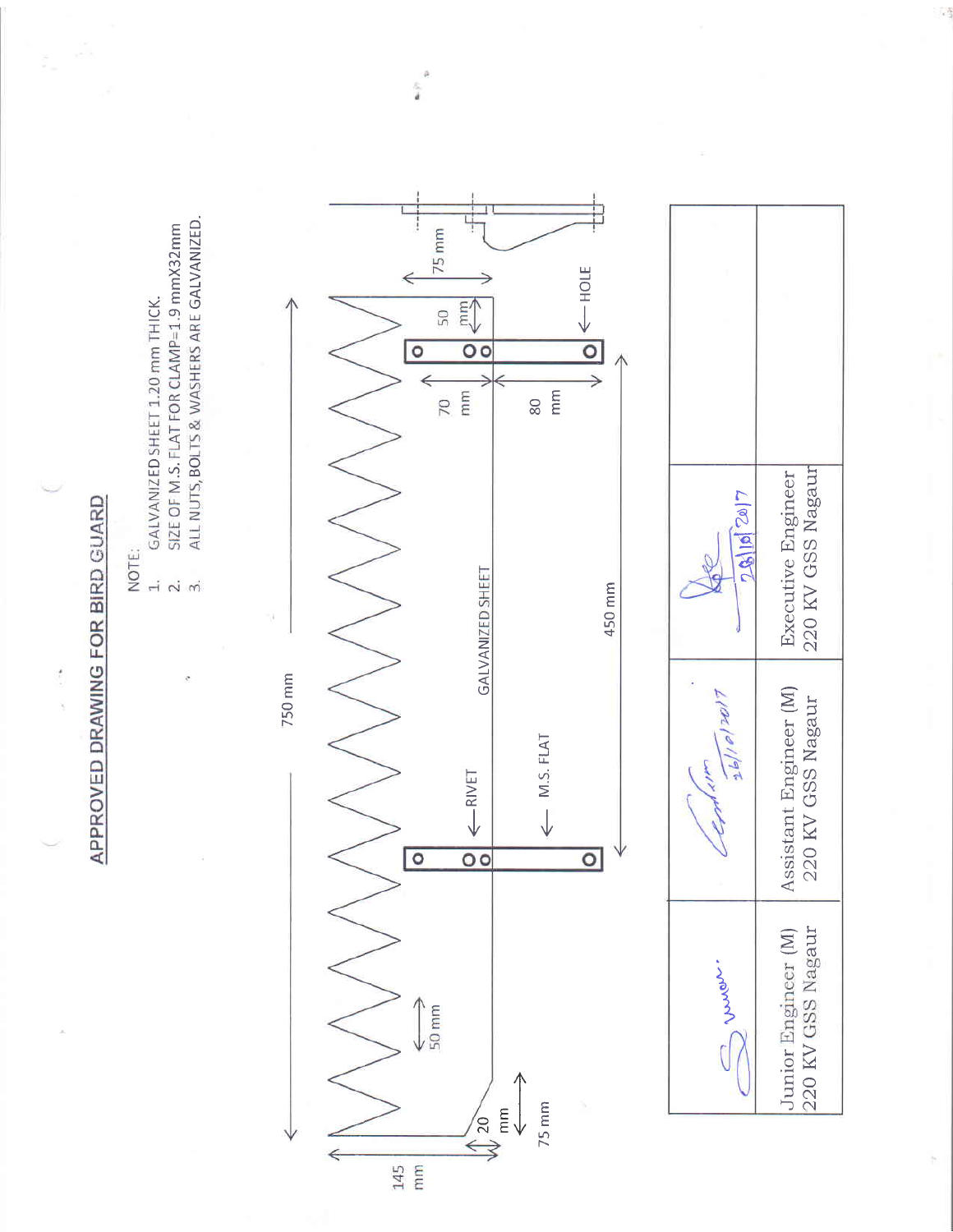## APPROVED DRAWING FOR BIRD GUARD

NOTE:

1. GALVANIZED SHEET 1.20 mm THICK.
2. SIZE OF M.S. FLAT FOR CLAMP=1.9 mmX32mm
3. ALL NUTS, BOLTS & WASHERS ARE GALVANIZED.

750 mm

145 mm

20 mm

75 mm

50 mm

RIVET

M.S. FLAT

GALVANIZED SHEET

450 mm

70 mm

80 mm

50 mm

75 mm

HOLE

| | | | |
|---|---|---|---|
| (signature) | (signature) 26/10/2017 | (signature) 26/10/2017 | |
| Junior Engineer (M) 220 KV GSS Nagaur | Assistant Engineer (M) 220 KV GSS Nagaur | Executive Engineer 220 KV GSS Nagaur | |